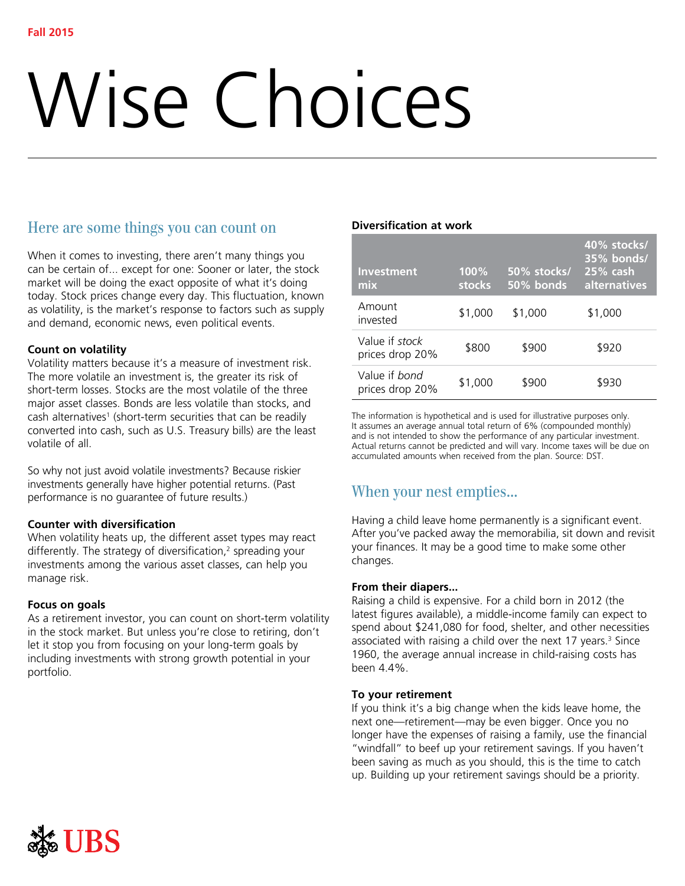Fall 2015

# Wise Choices

## Here are some things you can count on

When it comes to investing, there aren't many things you can be certain of... except for one: Sooner or later, the stock market will be doing the exact opposite of what it's doing today. Stock prices change every day. This fluctuation, known as volatility, is the market's response to factors such as supply and demand, economic news, even political events.

**Count on volatility**
Volatility matters because it's a measure of investment risk. The more volatile an investment is, the greater its risk of short-term losses. Stocks are the most volatile of the three major asset classes. Bonds are less volatile than stocks, and cash alternatives[1] (short-term securities that can be readily converted into cash, such as U.S. Treasury bills) are the least volatile of all.

So why not just avoid volatile investments? Because riskier investments generally have higher potential returns. (Past performance is no guarantee of future results.)

**Counter with diversification**
When volatility heats up, the different asset types may react differently. The strategy of diversification,[2] spreading your investments among the various asset classes, can help you manage risk.

**Focus on goals**
As a retirement investor, you can count on short-term volatility in the stock market. But unless you're close to retiring, don't let it stop you from focusing on your long-term goals by including investments with strong growth potential in your portfolio.

**Diversification at work**

| Investment mix | 100% stocks | 50% stocks/ 50% bonds | 40% stocks/ 35% bonds/ 25% cash alternatives |
|---|---|---|---|
| Amount invested | $1,000 | $1,000 | $1,000 |
| Value if *stock* prices drop 20% | $800 | $900 | $920 |
| Value if *bond* prices drop 20% | $1,000 | $900 | $930 |

The information is hypothetical and is used for illustrative purposes only. It assumes an average annual total return of 6% (compounded monthly) and is not intended to show the performance of any particular investment. Actual returns cannot be predicted and will vary. Income taxes will be due on accumulated amounts when received from the plan. Source: DST.

## When your nest empties...

Having a child leave home permanently is a significant event. After you've packed away the memorabilia, sit down and revisit your finances. It may be a good time to make some other changes.

**From their diapers...**
Raising a child is expensive. For a child born in 2012 (the latest figures available), a middle-income family can expect to spend about $241,080 for food, shelter, and other necessities associated with raising a child over the next 17 years.[3] Since 1960, the average annual increase in child-raising costs has been 4.4%.

**To your retirement**
If you think it's a big change when the kids leave home, the next one—retirement—may be even bigger. Once you no longer have the expenses of raising a family, use the financial "windfall" to beef up your retirement savings. If you haven't been saving as much as you should, this is the time to catch up. Building up your retirement savings should be a priority.

UBS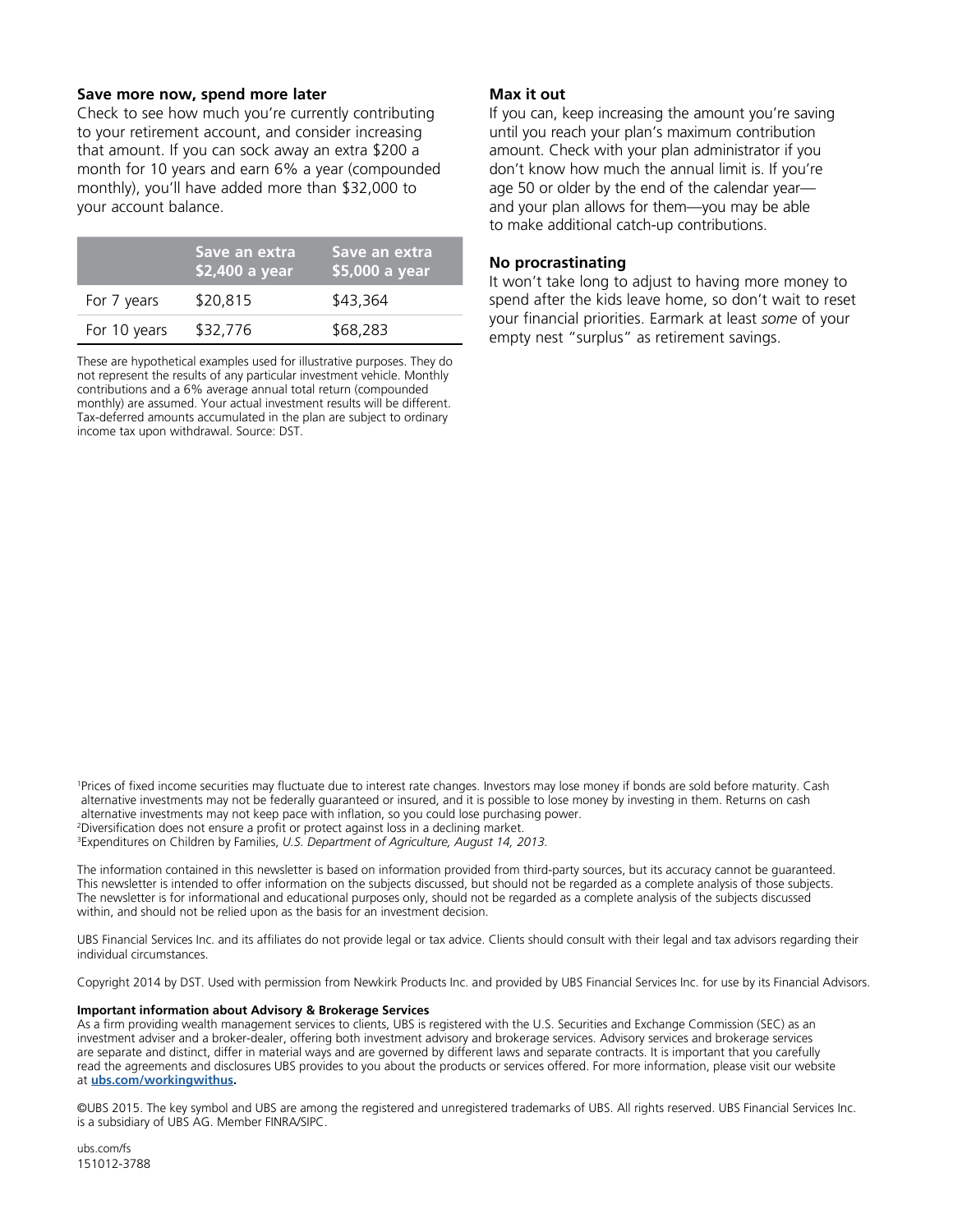### Save more now, spend more later

Check to see how much you're currently contributing to your retirement account, and consider increasing that amount. If you can sock away an extra $200 a month for 10 years and earn 6% a year (compounded monthly), you'll have added more than $32,000 to your account balance.

| | Save an extra $2,400 a year | Save an extra $5,000 a year |
|---|---|---|
| For 7 years | $20,815 | $43,364 |
| For 10 years | $32,776 | $68,283 |

These are hypothetical examples used for illustrative purposes. They do not represent the results of any particular investment vehicle. Monthly contributions and a 6% average annual total return (compounded monthly) are assumed. Your actual investment results will be different. Tax-deferred amounts accumulated in the plan are subject to ordinary income tax upon withdrawal. Source: DST.

### Max it out

If you can, keep increasing the amount you're saving until you reach your plan's maximum contribution amount. Check with your plan administrator if you don't know how much the annual limit is. If you're age 50 or older by the end of the calendar year—and your plan allows for them—you may be able to make additional catch-up contributions.

### No procrastinating

It won't take long to adjust to having more money to spend after the kids leave home, so don't wait to reset your financial priorities. Earmark at least *some* of your empty nest "surplus" as retirement savings.

[1]Prices of fixed income securities may fluctuate due to interest rate changes. Investors may lose money if bonds are sold before maturity. Cash alternative investments may not be federally guaranteed or insured, and it is possible to lose money by investing in them. Returns on cash alternative investments may not keep pace with inflation, so you could lose purchasing power.
[2]Diversification does not ensure a profit or protect against loss in a declining market.
[3]Expenditures on Children by Families, *U.S. Department of Agriculture, August 14, 2013.*

The information contained in this newsletter is based on information provided from third-party sources, but its accuracy cannot be guaranteed. This newsletter is intended to offer information on the subjects discussed, but should not be regarded as a complete analysis of those subjects. The newsletter is for informational and educational purposes only, should not be regarded as a complete analysis of the subjects discussed within, and should not be relied upon as the basis for an investment decision.

UBS Financial Services Inc. and its affiliates do not provide legal or tax advice. Clients should consult with their legal and tax advisors regarding their individual circumstances.

Copyright 2014 by DST. Used with permission from Newkirk Products Inc. and provided by UBS Financial Services Inc. for use by its Financial Advisors.

**Important information about Advisory & Brokerage Services**
As a firm providing wealth management services to clients, UBS is registered with the U.S. Securities and Exchange Commission (SEC) as an investment adviser and a broker-dealer, offering both investment advisory and brokerage services. Advisory services and brokerage services are separate and distinct, differ in material ways and are governed by different laws and separate contracts. It is important that you carefully read the agreements and disclosures UBS provides to you about the products or services offered. For more information, please visit our website at **ubs.com/workingwithus.**

©UBS 2015. The key symbol and UBS are among the registered and unregistered trademarks of UBS. All rights reserved. UBS Financial Services Inc. is a subsidiary of UBS AG. Member FINRA/SIPC.

ubs.com/fs
151012-3788